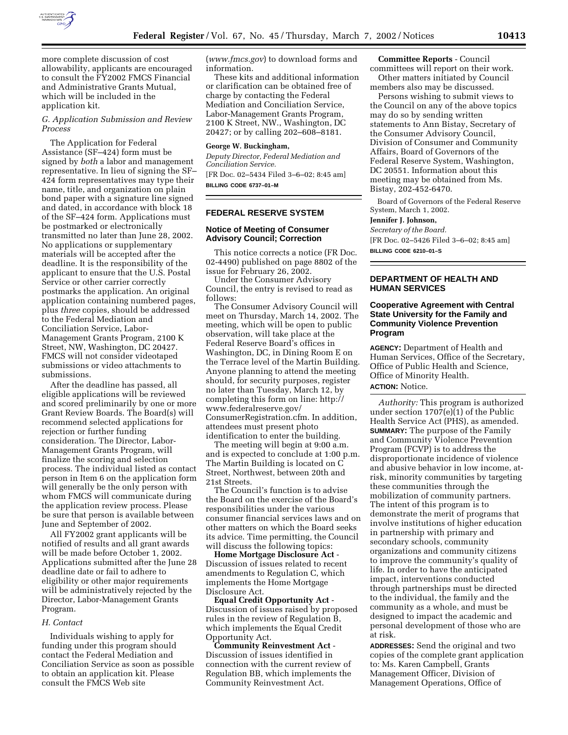more complete discussion of cost allowability, applicants are encouraged to consult the FY2002 FMCS Financial and Administrative Grants Mutual, which will be included in the application kit.

### *G. Application Submission and Review Process*

The Application for Federal Assistance (SF–424) form must be signed by *both* a labor and management representative. In lieu of signing the SF–424 form representatives may type their name, title, and organization on plain bond paper with a signature line signed and dated, in accordance with block 18 of the SF–424 form. Applications must be postmarked or electronically transmitted no later than June 28, 2002. No applications or supplementary materials will be accepted after the deadline. It is the responsibility of the applicant to ensure that the U.S. Postal Service or other carrier correctly postmarks the application. An original application containing numbered pages, plus *three* copies, should be addressed to the Federal Mediation and Conciliation Service, Labor-Management Grants Program, 2100 K Street, NW, Washington, DC 20427. FMCS will not consider videotaped submissions or video attachments to submissions.

After the deadline has passed, all eligible applications will be reviewed and scored preliminarily by one or more Grant Review Boards. The Board(s) will recommend selected applications for rejection or further funding consideration. The Director, Labor-Management Grants Program, will finalize the scoring and selection process. The individual listed as contact person in Item 6 on the application form will generally be the only person with whom FMCS will communicate during the application review process. Please be sure that person is available between June and September of 2002.

All FY2002 grant applicants will be notified of results and all grant awards will be made before October 1, 2002. Applications submitted after the June 28 deadline date or fail to adhere to eligibility or other major requirements will be administratively rejected by the Director, Labor-Management Grants Program.

### *H. Contact*

Individuals wishing to apply for funding under this program should contact the Federal Mediation and Conciliation Service as soon as possible to obtain an application kit. Please consult the FMCS Web site (*www.fmcs.gov*) to download forms and information.

These kits and additional information or clarification can be obtained free of charge by contacting the Federal Mediation and Conciliation Service, Labor-Management Grants Program, 2100 K Street, NW., Washington, DC 20427; or by calling 202–608–8181.

**George W. Buckingham,**

*Deputy Director, Federal Mediation and Conciliation Service.*

[FR Doc. 02–5434 Filed 3–6–02; 8:45 am]

**BILLING CODE 6737–01–M**

## FEDERAL RESERVE SYSTEM

### Notice of Meeting of Consumer Advisory Council; Correction

This notice corrects a notice (FR Doc. 02-4490) published on page 8802 of the issue for February 26, 2002.

Under the Consumer Advisory Council, the entry is revised to read as follows:

The Consumer Advisory Council will meet on Thursday, March 14, 2002. The meeting, which will be open to public observation, will take place at the Federal Reserve Board's offices in Washington, DC, in Dining Room E on the Terrace level of the Martin Building. Anyone planning to attend the meeting should, for security purposes, register no later than Tuesday, March 12, by completing this form on line: http://www.federalreserve.gov/ConsumerRegistration.cfm. In addition, attendees must present photo identification to enter the building.

The meeting will begin at 9:00 a.m. and is expected to conclude at 1:00 p.m. The Martin Building is located on C Street, Northwest, between 20th and 21st Streets.

The Council's function is to advise the Board on the exercise of the Board's responsibilities under the various consumer financial services laws and on other matters on which the Board seeks its advice. Time permitting, the Council will discuss the following topics:

**Home Mortgage Disclosure Act** - Discussion of issues related to recent amendments to Regulation C, which implements the Home Mortgage Disclosure Act.

**Equal Credit Opportunity Act** - Discussion of issues raised by proposed rules in the review of Regulation B, which implements the Equal Credit Opportunity Act.

**Community Reinvestment Act** - Discussion of issues identified in connection with the current review of Regulation BB, which implements the Community Reinvestment Act.

**Committee Reports** - Council committees will report on their work.

Other matters initiated by Council members also may be discussed.

Persons wishing to submit views to the Council on any of the above topics may do so by sending written statements to Ann Bistay, Secretary of the Consumer Advisory Council, Division of Consumer and Community Affairs, Board of Governors of the Federal Reserve System, Washington, DC 20551. Information about this meeting may be obtained from Ms. Bistay, 202-452-6470.

Board of Governors of the Federal Reserve System, March 1, 2002.

**Jennifer J. Johnson,**

*Secretary of the Board.*

[FR Doc. 02–5426 Filed 3–6–02; 8:45 am]

**BILLING CODE 6210–01–S**

## DEPARTMENT OF HEALTH AND HUMAN SERVICES

### Cooperative Agreement with Central State University for the Family and Community Violence Prevention Program

**AGENCY:** Department of Health and Human Services, Office of the Secretary, Office of Public Health and Science, Office of Minority Health.

**ACTION:** Notice.

*Authority:* This program is authorized under section 1707(e)(1) of the Public Health Service Act (PHS), as amended.

**SUMMARY:** The purpose of the Family and Community Violence Prevention Program (FCVP) is to address the disproportionate incidence of violence and abusive behavior in low income, at-risk, minority communities by targeting these communities through the mobilization of community partners. The intent of this program is to demonstrate the merit of programs that involve institutions of higher education in partnership with primary and secondary schools, community organizations and community citizens to improve the community's quality of life. In order to have the anticipated impact, interventions conducted through partnerships must be directed to the individual, the family and the community as a whole, and must be designed to impact the academic and personal development of those who are at risk.

**ADDRESSES:** Send the original and two copies of the complete grant application to: Ms. Karen Campbell, Grants Management Officer, Division of Management Operations, Office of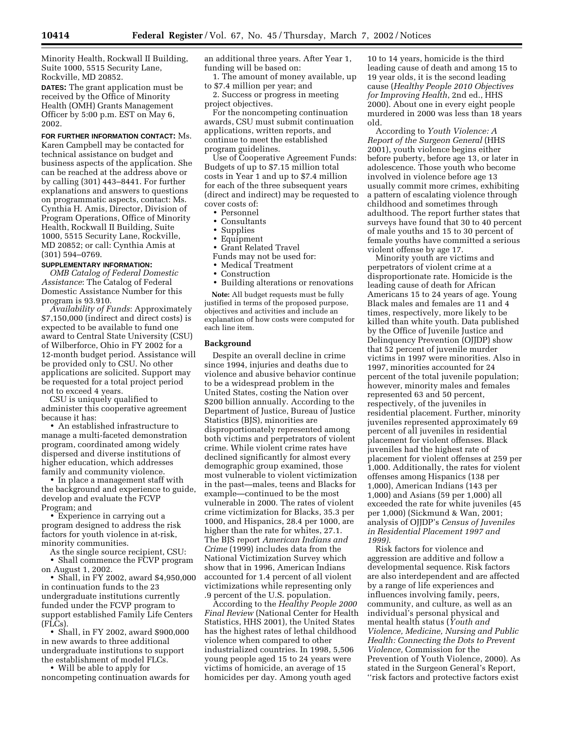Minority Health, Rockwall II Building, Suite 1000, 5515 Security Lane, Rockville, MD 20852.

**DATES:** The grant application must be received by the Office of Minority Health (OMH) Grants Management Officer by 5:00 p.m. EST on May 6, 2002.

**FOR FURTHER INFORMATION CONTACT:** Ms. Karen Campbell may be contacted for technical assistance on budget and business aspects of the application. She can be reached at the address above or by calling (301) 443–8441. For further explanations and answers to questions on programmatic aspects, contact: Ms. Cynthia H. Amis, Director, Division of Program Operations, Office of Minority Health, Rockwall II Building, Suite 1000, 5515 Security Lane, Rockville, MD 20852; or call: Cynthia Amis at (301) 594–0769.

**SUPPLEMENTARY INFORMATION:**

*OMB Catalog of Federal Domestic Assistance*: The Catalog of Federal Domestic Assistance Number for this program is 93.910.

*Availability of Funds*: Approximately $7,150,000 (indirect and direct costs) is expected to be available to fund one award to Central State University (CSU) of Wilberforce, Ohio in FY 2002 for a 12-month budget period. Assistance will be provided only to CSU. No other applications are solicited. Support may be requested for a total project period not to exceed 4 years.

CSU is uniquely qualified to administer this cooperative agreement because it has:

- An established infrastructure to manage a multi-faceted demonstration program, coordinated among widely dispersed and diverse institutions of higher education, which addresses family and community violence.
- In place a management staff with the background and experience to guide, develop and evaluate the FCVP Program; and
- Experience in carrying out a program designed to address the risk factors for youth violence in at-risk, minority communities.

As the single source recipient, CSU:

- Shall commence the FCVP program on August 1, 2002.
- Shall, in FY 2002, award $4,950,000 in continuation funds to the 23 undergraduate institutions currently funded under the FCVP program to support established Family Life Centers (FLCs).
- Shall, in FY 2002, award $900,000 in new awards to three additional undergraduate institutions to support the establishment of model FLCs.
- Will be able to apply for noncompeting continuation awards for an additional three years. After Year 1, funding will be based on:

1. The amount of money available, up to $7.4 million per year; and
2. Success or progress in meeting project objectives.

For the noncompeting continuation awards, CSU must submit continuation applications, written reports, and continue to meet the established program guidelines.

Use of Cooperative Agreement Funds: Budgets of up to $7.15 million total costs in Year 1 and up to $7.4 million for each of the three subsequent years (direct and indirect) may be requested to cover costs of:

- Personnel
- Consultants
- Supplies
- Equipment
- Grant Related Travel

Funds may not be used for:

- Medical Treatment
- Construction
- Building alterations or renovations

**Note:** All budget requests must be fully justified in terms of the proposed purpose, objectives and activities and include an explanation of how costs were computed for each line item.

## Background

Despite an overall decline in crime since 1994, injuries and deaths due to violence and abusive behavior continue to be a widespread problem in the United States, costing the Nation over $200 billion annually. According to the Department of Justice, Bureau of Justice Statistics (BJS), minorities are disproportionately represented among both victims and perpetrators of violent crime. While violent crime rates have declined significantly for almost every demographic group examined, those most vulnerable to violent victimization in the past—males, teens and Blacks for example—continued to be the most vulnerable in 2000. The rates of violent crime victimization for Blacks, 35.3 per 1000, and Hispanics, 28.4 per 1000, are higher than the rate for whites, 27.1. The BJS report *American Indians and Crime* (1999) includes data from the National Victimization Survey which show that in 1996, American Indians accounted for 1.4 percent of all violent victimizations while representing only .9 percent of the U.S. population.

According to the *Healthy People 2000 Final Review* (National Center for Health Statistics, HHS 2001), the United States has the highest rates of lethal childhood violence when compared to other industrialized countries. In 1998, 5,506 young people aged 15 to 24 years were victims of homicide, an average of 15 homicides per day. Among youth aged 10 to 14 years, homicide is the third leading cause of death and among 15 to 19 year olds, it is the second leading cause (*Healthy People 2010 Objectives for Improving Health*, 2nd ed., HHS 2000). About one in every eight people murdered in 2000 was less than 18 years old.

According to *Youth Violence: A Report of the Surgeon General* (HHS 2001), youth violence begins either before puberty, before age 13, or later in adolescence. Those youth who become involved in violence before age 13 usually commit more crimes, exhibiting a pattern of escalating violence through childhood and sometimes through adulthood. The report further states that surveys have found that 30 to 40 percent of male youths and 15 to 30 percent of female youths have committed a serious violent offense by age 17.

Minority youth are victims and perpetrators of violent crime at a disproportionate rate. Homicide is the leading cause of death for African Americans 15 to 24 years of age. Young Black males and females are 11 and 4 times, respectively, more likely to be killed than white youth. Data published by the Office of Juvenile Justice and Delinquency Prevention (OJJDP) show that 52 percent of juvenile murder victims in 1997 were minorities. Also in 1997, minorities accounted for 24 percent of the total juvenile population; however, minority males and females represented 63 and 50 percent, respectively, of the juveniles in residential placement. Further, minority juveniles represented approximately 69 percent of all juveniles in residential placement for violent offenses. Black juveniles had the highest rate of placement for violent offenses at 259 per 1,000. Additionally, the rates for violent offenses among Hispanics (138 per 1,000), American Indians (143 per 1,000) and Asians (59 per 1,000) all exceeded the rate for white juveniles (45 per 1,000) (Sickmund & Wan, 2001; analysis of OJJDP's *Census of Juveniles in Residential Placement 1997 and 1999*).

Risk factors for violence and aggression are additive and follow a developmental sequence. Risk factors are also interdependent and are affected by a range of life experiences and influences involving family, peers, community, and culture, as well as an individual's personal physical and mental health status (*Youth and Violence, Medicine, Nursing and Public Health: Connecting the Dots to Prevent Violence,* Commission for the Prevention of Youth Violence, 2000). As stated in the Surgeon General's Report, ''risk factors and protective factors exist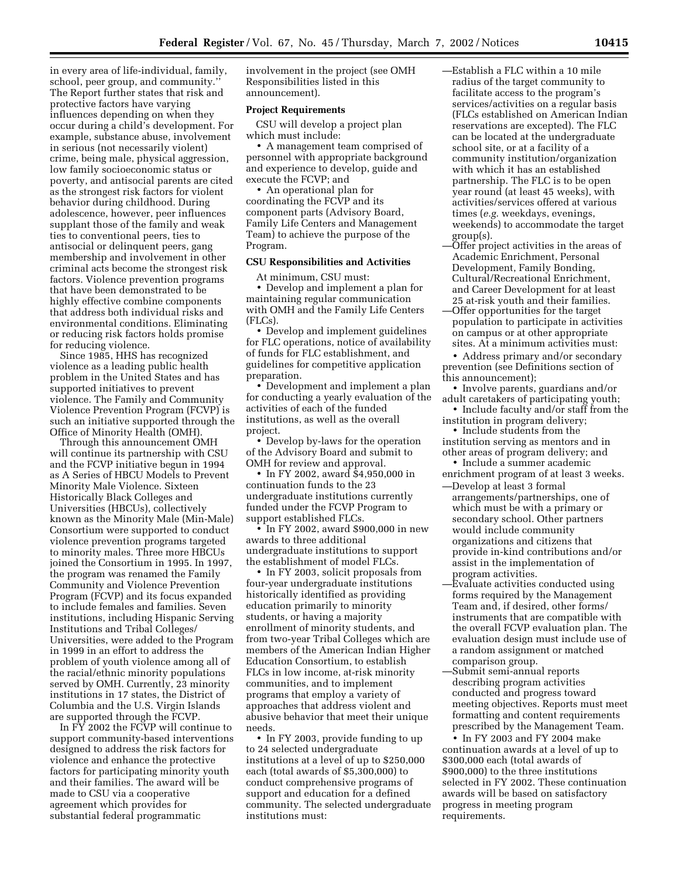in every area of life-individual, family, school, peer group, and community.'' The Report further states that risk and protective factors have varying influences depending on when they occur during a child's development. For example, substance abuse, involvement in serious (not necessarily violent) crime, being male, physical aggression, low family socioeconomic status or poverty, and antisocial parents are cited as the strongest risk factors for violent behavior during childhood. During adolescence, however, peer influences supplant those of the family and weak ties to conventional peers, ties to antisocial or delinquent peers, gang membership and involvement in other criminal acts become the strongest risk factors. Violence prevention programs that have been demonstrated to be highly effective combine components that address both individual risks and environmental conditions. Eliminating or reducing risk factors holds promise for reducing violence.

Since 1985, HHS has recognized violence as a leading public health problem in the United States and has supported initiatives to prevent violence. The Family and Community Violence Prevention Program (FCVP) is such an initiative supported through the Office of Minority Health (OMH).

Through this announcement OMH will continue its partnership with CSU and the FCVP initiative begun in 1994 as A Series of HBCU Models to Prevent Minority Male Violence. Sixteen Historically Black Colleges and Universities (HBCUs), collectively known as the Minority Male (Min-Male) Consortium were supported to conduct violence prevention programs targeted to minority males. Three more HBCUs joined the Consortium in 1995. In 1997, the program was renamed the Family Community and Violence Prevention Program (FCVP) and its focus expanded to include females and families. Seven institutions, including Hispanic Serving Institutions and Tribal Colleges/Universities, were added to the Program in 1999 in an effort to address the problem of youth violence among all of the racial/ethnic minority populations served by OMH. Currently, 23 minority institutions in 17 states, the District of Columbia and the U.S. Virgin Islands are supported through the FCVP.

In FY 2002 the FCVP will continue to support community-based interventions designed to address the risk factors for violence and enhance the protective factors for participating minority youth and their families. The award will be made to CSU via a cooperative agreement which provides for substantial federal programmatic involvement in the project (see OMH Responsibilities listed in this announcement).

**Project Requirements**

CSU will develop a project plan which must include:

• A management team comprised of personnel with appropriate background and experience to develop, guide and execute the FCVP; and

• An operational plan for coordinating the FCVP and its component parts (Advisory Board, Family Life Centers and Management Team) to achieve the purpose of the Program.

**CSU Responsibilities and Activities**

At minimum, CSU must:

• Develop and implement a plan for maintaining regular communication with OMH and the Family Life Centers (FLCs).

• Develop and implement guidelines for FLC operations, notice of availability of funds for FLC establishment, and guidelines for competitive application preparation.

• Development and implement a plan for conducting a yearly evaluation of the activities of each of the funded institutions, as well as the overall project.

• Develop by-laws for the operation of the Advisory Board and submit to OMH for review and approval.

• In FY 2002, award $4,950,000 in continuation funds to the 23 undergraduate institutions currently funded under the FCVP Program to support established FLCs.

• In FY 2002, award $900,000 in new awards to three additional undergraduate institutions to support the establishment of model FLCs.

• In FY 2003, solicit proposals from four-year undergraduate institutions historically identified as providing education primarily to minority students, or having a majority enrollment of minority students, and from two-year Tribal Colleges which are members of the American Indian Higher Education Consortium, to establish FLCs in low income, at-risk minority communities, and to implement programs that employ a variety of approaches that address violent and abusive behavior that meet their unique needs.

• In FY 2003, provide funding to up to 24 selected undergraduate institutions at a level of up to $250,000 each (total awards of $5,300,000) to conduct comprehensive programs of support and education for a defined community. The selected undergraduate institutions must:

—Establish a FLC within a 10 mile radius of the target community to facilitate access to the program's services/activities on a regular basis (FLCs established on American Indian reservations are excepted). The FLC can be located at the undergraduate school site, or at a facility of a community institution/organization with which it has an established partnership. The FLC is to be open year round (at least 45 weeks), with activities/services offered at various times (*e.g.* weekdays, evenings, weekends) to accommodate the target group(s).

—Offer project activities in the areas of Academic Enrichment, Personal Development, Family Bonding, Cultural/Recreational Enrichment, and Career Development for at least 25 at-risk youth and their families.

—Offer opportunities for the target population to participate in activities on campus or at other appropriate sites. At a minimum activities must:

• Address primary and/or secondary prevention (see Definitions section of this announcement);

• Involve parents, guardians and/or adult caretakers of participating youth;

• Include faculty and/or staff from the institution in program delivery;

• Include students from the institution serving as mentors and in other areas of program delivery; and

• Include a summer academic enrichment program of at least 3 weeks.

—Develop at least 3 formal arrangements/partnerships, one of which must be with a primary or secondary school. Other partners would include community organizations and citizens that provide in-kind contributions and/or assist in the implementation of program activities.

—Evaluate activities conducted using forms required by the Management Team and, if desired, other forms/instruments that are compatible with the overall FCVP evaluation plan. The evaluation design must include use of a random assignment or matched comparison group.

—Submit semi-annual reports describing program activities conducted and progress toward meeting objectives. Reports must meet formatting and content requirements prescribed by the Management Team.

• In FY 2003 and FY 2004 make continuation awards at a level of up to $300,000 each (total awards of $900,000) to the three institutions selected in FY 2002. These continuation awards will be based on satisfactory progress in meeting program requirements.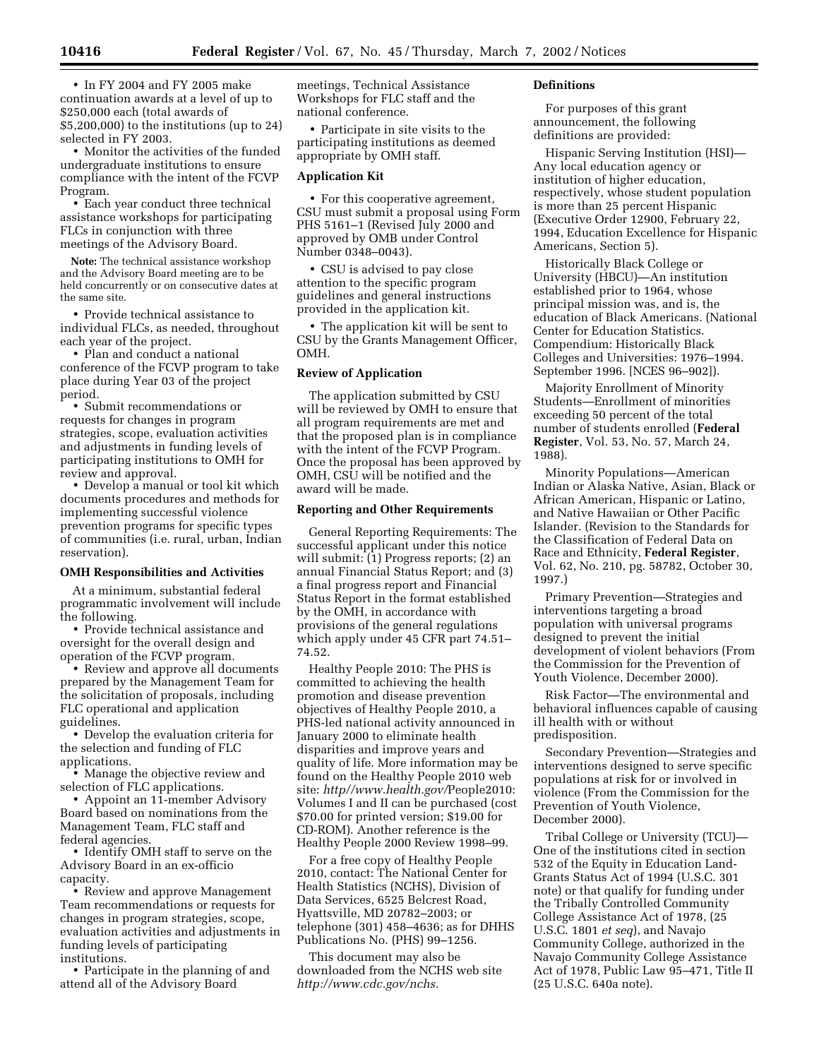- In FY 2004 and FY 2005 make continuation awards at a level of up to $250,000 each (total awards of $5,200,000) to the institutions (up to 24) selected in FY 2003.
- Monitor the activities of the funded undergraduate institutions to ensure compliance with the intent of the FCVP Program.
- Each year conduct three technical assistance workshops for participating FLCs in conjunction with three meetings of the Advisory Board.

**Note:** The technical assistance workshop and the Advisory Board meeting are to be held concurrently or on consecutive dates at the same site.

- Provide technical assistance to individual FLCs, as needed, throughout each year of the project.
- Plan and conduct a national conference of the FCVP program to take place during Year 03 of the project period.
- Submit recommendations or requests for changes in program strategies, scope, evaluation activities and adjustments in funding levels of participating institutions to OMH for review and approval.
- Develop a manual or tool kit which documents procedures and methods for implementing successful violence prevention programs for specific types of communities (i.e. rural, urban, Indian reservation).

**OMH Responsibilities and Activities**

At a minimum, substantial federal programmatic involvement will include the following.

- Provide technical assistance and oversight for the overall design and operation of the FCVP program.
- Review and approve all documents prepared by the Management Team for the solicitation of proposals, including FLC operational and application guidelines.
- Develop the evaluation criteria for the selection and funding of FLC applications.
- Manage the objective review and selection of FLC applications.
- Appoint an 11-member Advisory Board based on nominations from the Management Team, FLC staff and federal agencies.
- Identify OMH staff to serve on the Advisory Board in an ex-officio capacity.
- Review and approve Management Team recommendations or requests for changes in program strategies, scope, evaluation activities and adjustments in funding levels of participating institutions.
- Participate in the planning of and attend all of the Advisory Board meetings, Technical Assistance Workshops for FLC staff and the national conference.
- Participate in site visits to the participating institutions as deemed appropriate by OMH staff.

**Application Kit**

- For this cooperative agreement, CSU must submit a proposal using Form PHS 5161–1 (Revised July 2000 and approved by OMB under Control Number 0348–0043).
- CSU is advised to pay close attention to the specific program guidelines and general instructions provided in the application kit.
- The application kit will be sent to CSU by the Grants Management Officer, OMH.

**Review of Application**

The application submitted by CSU will be reviewed by OMH to ensure that all program requirements are met and that the proposed plan is in compliance with the intent of the FCVP Program. Once the proposal has been approved by OMH, CSU will be notified and the award will be made.

**Reporting and Other Requirements**

General Reporting Requirements: The successful applicant under this notice will submit: (1) Progress reports; (2) an annual Financial Status Report; and (3) a final progress report and Financial Status Report in the format established by the OMH, in accordance with provisions of the general regulations which apply under 45 CFR part 74.51–74.52.

Healthy People 2010: The PHS is committed to achieving the health promotion and disease prevention objectives of Healthy People 2010, a PHS-led national activity announced in January 2000 to eliminate health disparities and improve years and quality of life. More information may be found on the Healthy People 2010 web site: *http//www.health.gov/*People2010: Volumes I and II can be purchased (cost $70.00 for printed version; $19.00 for CD-ROM). Another reference is the Healthy People 2000 Review 1998–99.

For a free copy of Healthy People 2010, contact: The National Center for Health Statistics (NCHS), Division of Data Services, 6525 Belcrest Road, Hyattsville, MD 20782–2003; or telephone (301) 458–4636; as for DHHS Publications No. (PHS) 99–1256.

This document may also be downloaded from the NCHS web site *http://www.cdc.gov/nchs.*

**Definitions**

For purposes of this grant announcement, the following definitions are provided:

Hispanic Serving Institution (HSI)—Any local education agency or institution of higher education, respectively, whose student population is more than 25 percent Hispanic (Executive Order 12900, February 22, 1994, Education Excellence for Hispanic Americans, Section 5).

Historically Black College or University (HBCU)—An institution established prior to 1964, whose principal mission was, and is, the education of Black Americans. (National Center for Education Statistics. Compendium: Historically Black Colleges and Universities: 1976–1994. September 1996. [NCES 96–902]).

Majority Enrollment of Minority Students—Enrollment of minorities exceeding 50 percent of the total number of students enrolled (**Federal Register**, Vol. 53, No. 57, March 24, 1988).

Minority Populations—American Indian or Alaska Native, Asian, Black or African American, Hispanic or Latino, and Native Hawaiian or Other Pacific Islander. (Revision to the Standards for the Classification of Federal Data on Race and Ethnicity, **Federal Register**, Vol. 62, No. 210, pg. 58782, October 30, 1997.)

Primary Prevention—Strategies and interventions targeting a broad population with universal programs designed to prevent the initial development of violent behaviors (From the Commission for the Prevention of Youth Violence, December 2000).

Risk Factor—The environmental and behavioral influences capable of causing ill health with or without predisposition.

Secondary Prevention—Strategies and interventions designed to serve specific populations at risk for or involved in violence (From the Commission for the Prevention of Youth Violence, December 2000).

Tribal College or University (TCU)—One of the institutions cited in section 532 of the Equity in Education Land-Grants Status Act of 1994 (U.S.C. 301 note) or that qualify for funding under the Tribally Controlled Community College Assistance Act of 1978, (25 U.S.C. 1801 *et seq*), and Navajo Community College, authorized in the Navajo Community College Assistance Act of 1978, Public Law 95–471, Title II (25 U.S.C. 640a note).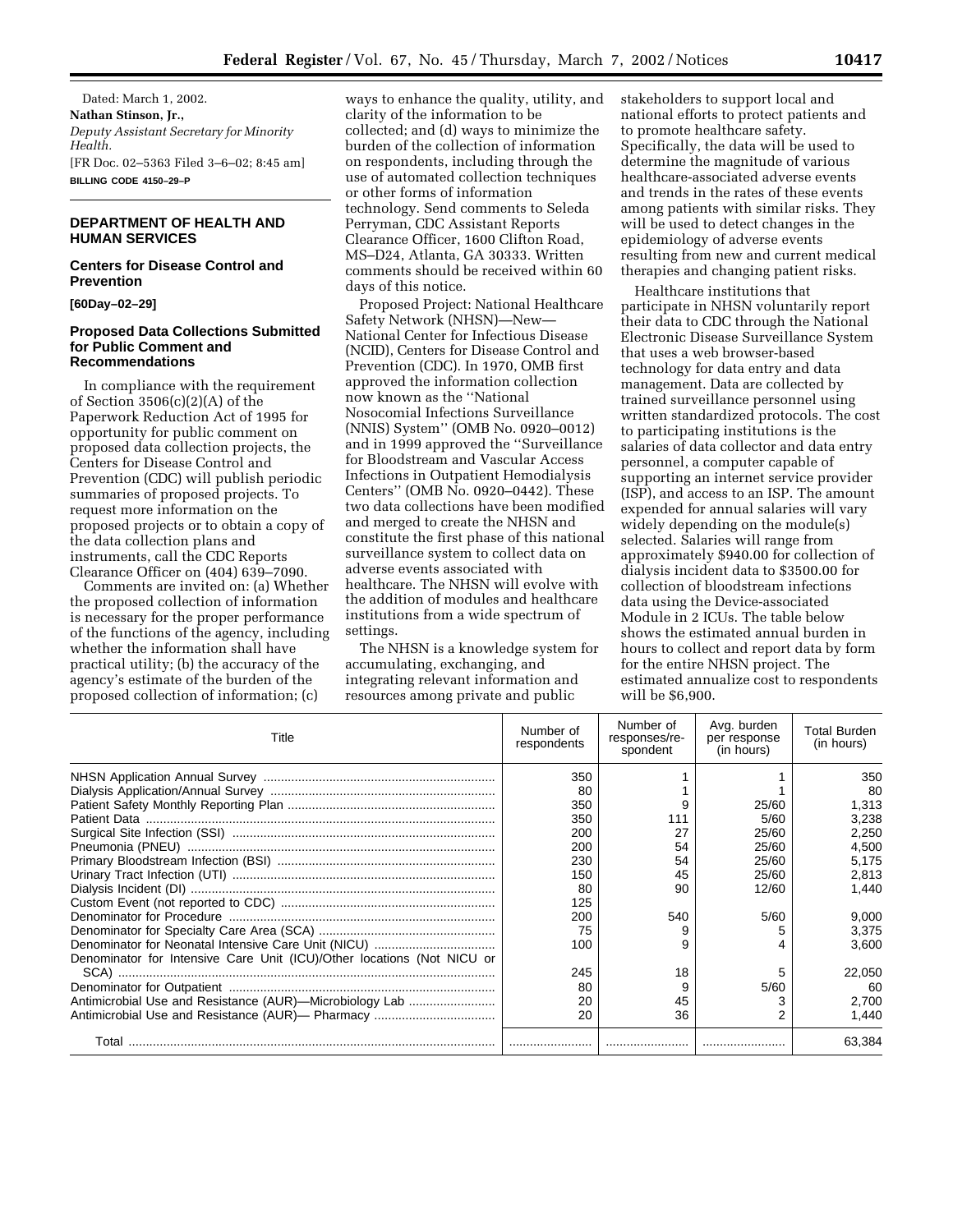Dated: March 1, 2002.

**Nathan Stinson, Jr.,**

*Deputy Assistant Secretary for Minority Health.*

[FR Doc. 02–5363 Filed 3–6–02; 8:45 am]

**BILLING CODE 4150–29–P**

## DEPARTMENT OF HEALTH AND HUMAN SERVICES

### Centers for Disease Control and Prevention

**[60Day–02–29]**

### Proposed Data Collections Submitted for Public Comment and Recommendations

In compliance with the requirement of Section 3506(c)(2)(A) of the Paperwork Reduction Act of 1995 for opportunity for public comment on proposed data collection projects, the Centers for Disease Control and Prevention (CDC) will publish periodic summaries of proposed projects. To request more information on the proposed projects or to obtain a copy of the data collection plans and instruments, call the CDC Reports Clearance Officer on (404) 639–7090.

Comments are invited on: (a) Whether the proposed collection of information is necessary for the proper performance of the functions of the agency, including whether the information shall have practical utility; (b) the accuracy of the agency's estimate of the burden of the proposed collection of information; (c) ways to enhance the quality, utility, and clarity of the information to be collected; and (d) ways to minimize the burden of the collection of information on respondents, including through the use of automated collection techniques or other forms of information technology. Send comments to Seleda Perryman, CDC Assistant Reports Clearance Officer, 1600 Clifton Road, MS–D24, Atlanta, GA 30333. Written comments should be received within 60 days of this notice.

Proposed Project: National Healthcare Safety Network (NHSN)—New—National Center for Infectious Disease (NCID), Centers for Disease Control and Prevention (CDC). In 1970, OMB first approved the information collection now known as the ''National Nosocomial Infections Surveillance (NNIS) System'' (OMB No. 0920–0012) and in 1999 approved the ''Surveillance for Bloodstream and Vascular Access Infections in Outpatient Hemodialysis Centers'' (OMB No. 0920–0442). These two data collections have been modified and merged to create the NHSN and constitute the first phase of this national surveillance system to collect data on adverse events associated with healthcare. The NHSN will evolve with the addition of modules and healthcare institutions from a wide spectrum of settings.

The NHSN is a knowledge system for accumulating, exchanging, and integrating relevant information and resources among private and public stakeholders to support local and national efforts to protect patients and to promote healthcare safety. Specifically, the data will be used to determine the magnitude of various healthcare-associated adverse events and trends in the rates of these events among patients with similar risks. They will be used to detect changes in the epidemiology of adverse events resulting from new and current medical therapies and changing patient risks.

Healthcare institutions that participate in NHSN voluntarily report their data to CDC through the National Electronic Disease Surveillance System that uses a web browser-based technology for data entry and data management. Data are collected by trained surveillance personnel using written standardized protocols. The cost to participating institutions is the salaries of data collector and data entry personnel, a computer capable of supporting an internet service provider (ISP), and access to an ISP. The amount expended for annual salaries will vary widely depending on the module(s) selected. Salaries will range from approximately $940.00 for collection of dialysis incident data to $3500.00 for collection of bloodstream infections data using the Device-associated Module in 2 ICUs. The table below shows the estimated annual burden in hours to collect and report data by form for the entire NHSN project. The estimated annualize cost to respondents will be $6,900.

| Title | Number of respondents | Number of responses/respondent | Avg. burden per response (in hours) | Total Burden (in hours) |
|---|---|---|---|---|
| NHSN Application Annual Survey | 350 | 1 | 1 | 350 |
| Dialysis Application/Annual Survey | 80 | 1 | 1 | 80 |
| Patient Safety Monthly Reporting Plan | 350 | 9 | 25/60 | 1,313 |
| Patient Data | 350 | 111 | 5/60 | 3,238 |
| Surgical Site Infection (SSI) | 200 | 27 | 25/60 | 2,250 |
| Pneumonia (PNEU) | 200 | 54 | 25/60 | 4,500 |
| Primary Bloodstream Infection (BSI) | 230 | 54 | 25/60 | 5,175 |
| Urinary Tract Infection (UTI) | 150 | 45 | 25/60 | 2,813 |
| Dialysis Incident (DI) | 80 | 90 | 12/60 | 1,440 |
| Custom Event (not reported to CDC) | 125 | | | |
| Denominator for Procedure | 200 | 540 | 5/60 | 9,000 |
| Denominator for Specialty Care Area (SCA) | 75 | 9 | 5 | 3,375 |
| Denominator for Neonatal Intensive Care Unit (NICU) | 100 | 9 | 4 | 3,600 |
| Denominator for Intensive Care Unit (ICU)/Other locations (Not NICU or SCA) | 245 | 18 | 5 | 22,050 |
| Denominator for Outpatient | 80 | 9 | 5/60 | 60 |
| Antimicrobial Use and Resistance (AUR)—Microbiology Lab | 20 | 45 | 3 | 2,700 |
| Antimicrobial Use and Resistance (AUR)— Pharmacy | 20 | 36 | 2 | 1,440 |
| Total | | | | 63,384 |